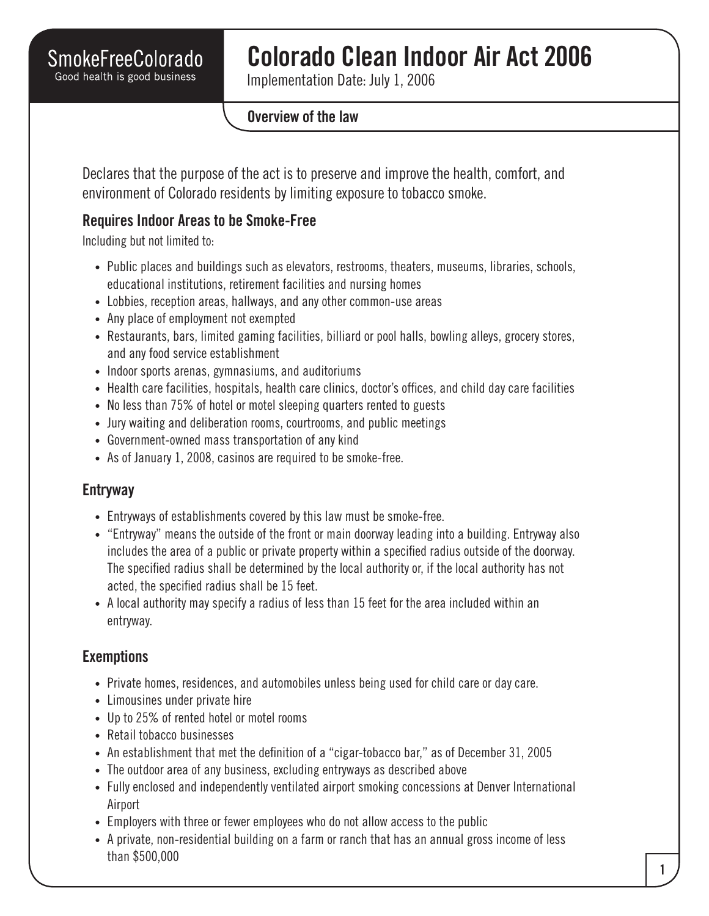SmokeFreeColorado
Good health is good business

# Colorado Clean Indoor Air Act 2006

Implementation Date: July 1, 2006

**Overview of the law**

Declares that the purpose of the act is to preserve and improve the health, comfort, and environment of Colorado residents by limiting exposure to tobacco smoke.

### Requires Indoor Areas to be Smoke-Free

Including but not limited to:

- Public places and buildings such as elevators, restrooms, theaters, museums, libraries, schools, educational institutions, retirement facilities and nursing homes
- Lobbies, reception areas, hallways, and any other common-use areas
- Any place of employment not exempted
- Restaurants, bars, limited gaming facilities, billiard or pool halls, bowling alleys, grocery stores, and any food service establishment
- Indoor sports arenas, gymnasiums, and auditoriums
- Health care facilities, hospitals, health care clinics, doctor's offices, and child day care facilities
- No less than 75% of hotel or motel sleeping quarters rented to guests
- Jury waiting and deliberation rooms, courtrooms, and public meetings
- Government-owned mass transportation of any kind
- As of January 1, 2008, casinos are required to be smoke-free.

## Entryway

- Entryways of establishments covered by this law must be smoke-free.
- "Entryway" means the outside of the front or main doorway leading into a building. Entryway also includes the area of a public or private property within a specified radius outside of the doorway. The specified radius shall be determined by the local authority or, if the local authority has not acted, the specified radius shall be 15 feet.
- A local authority may specify a radius of less than 15 feet for the area included within an entryway.

## Exemptions

- Private homes, residences, and automobiles unless being used for child care or day care.
- Limousines under private hire
- Up to 25% of rented hotel or motel rooms
- Retail tobacco businesses
- An establishment that met the definition of a "cigar-tobacco bar," as of December 31, 2005
- The outdoor area of any business, excluding entryways as described above
- Fully enclosed and independently ventilated airport smoking concessions at Denver International Airport
- Employers with three or fewer employees who do not allow access to the public
- A private, non-residential building on a farm or ranch that has an annual gross income of less than $500,000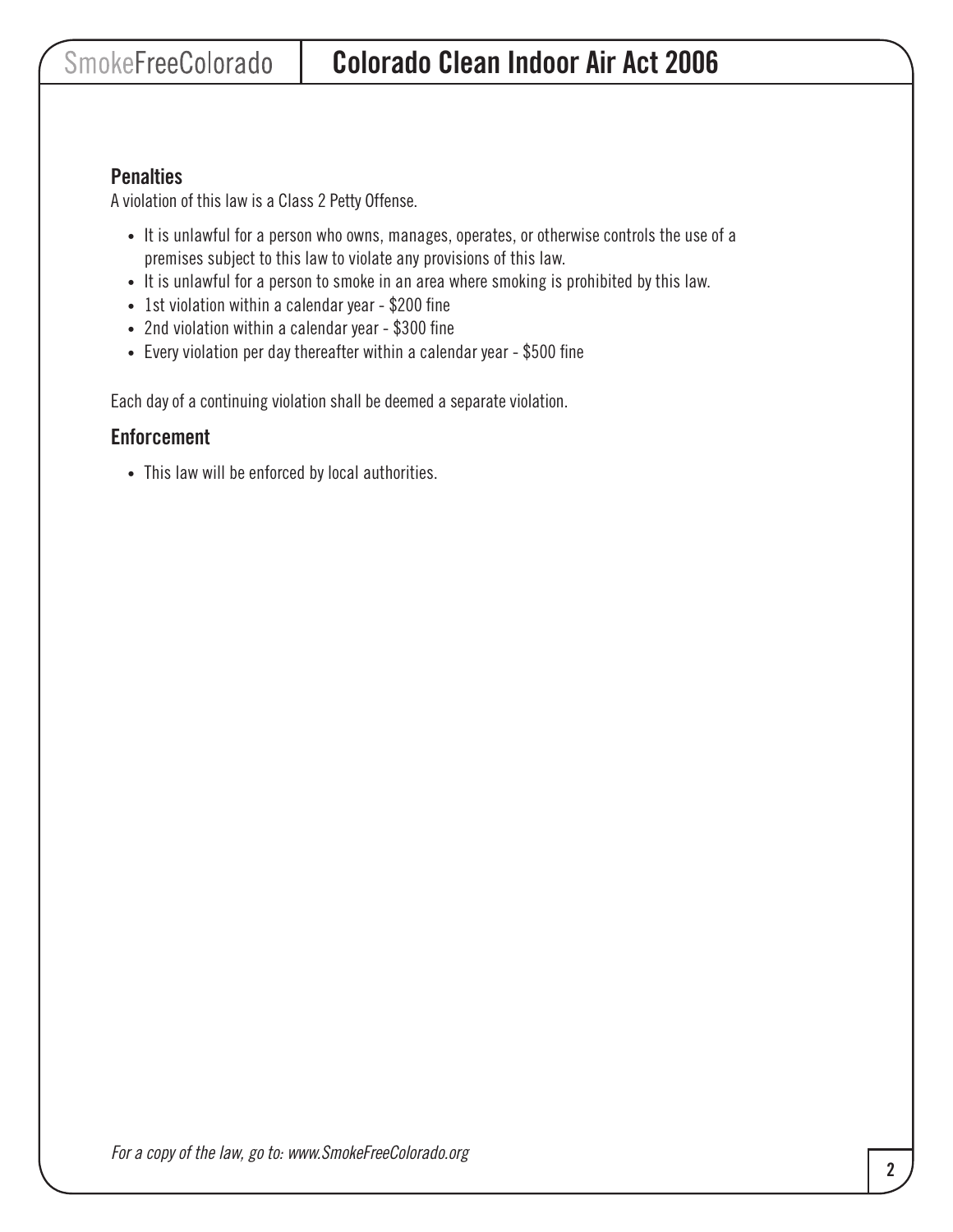## Penalties

A violation of this law is a Class 2 Petty Offense.

- It is unlawful for a person who owns, manages, operates, or otherwise controls the use of a premises subject to this law to violate any provisions of this law.
- It is unlawful for a person to smoke in an area where smoking is prohibited by this law.
- 1st violation within a calendar year - $200 fine
- 2nd violation within a calendar year - $300 fine
- Every violation per day thereafter within a calendar year - $500 fine

Each day of a continuing violation shall be deemed a separate violation.

## Enforcement

- This law will be enforced by local authorities.

*For a copy of the law, go to: www.SmokeFreeColorado.org*